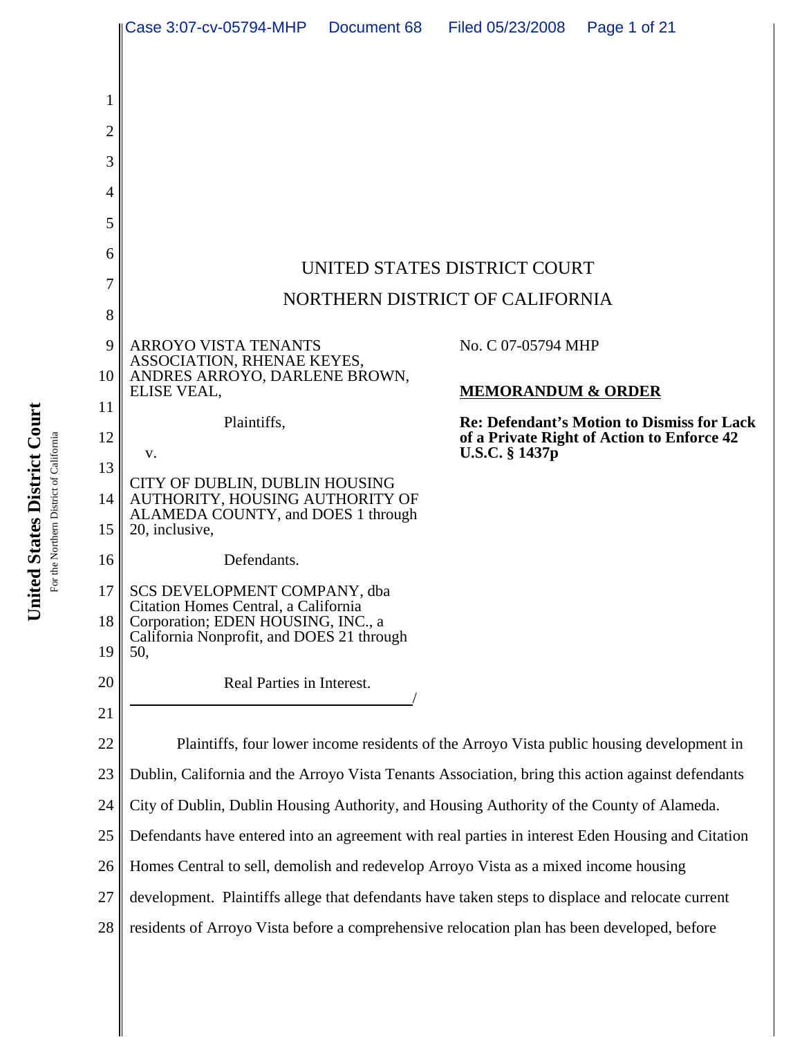UNITED STATES DISTRICT COURT

NORTHERN DISTRICT OF CALIFORNIA

ARROYO VISTA TENANTS ASSOCIATION, RHENAE KEYES, ANDRES ARROYO, DARLENE BROWN, ELISE VEAL,

Plaintiffs,

v.

CITY OF DUBLIN, DUBLIN HOUSING AUTHORITY, HOUSING AUTHORITY OF ALAMEDA COUNTY, and DOES 1 through 20, inclusive,

Defendants.

SCS DEVELOPMENT COMPANY, dba Citation Homes Central, a California Corporation; EDEN HOUSING, INC., a California Nonprofit, and DOES 21 through 50,

Real Parties in Interest.
_____________________________________/

No. C 07-05794 MHP

**MEMORANDUM & ORDER**

**Re: Defendant's Motion to Dismiss for Lack of a Private Right of Action to Enforce 42 U.S.C. § 1437p**

Plaintiffs, four lower income residents of the Arroyo Vista public housing development in Dublin, California and the Arroyo Vista Tenants Association, bring this action against defendants City of Dublin, Dublin Housing Authority, and Housing Authority of the County of Alameda. Defendants have entered into an agreement with real parties in interest Eden Housing and Citation Homes Central to sell, demolish and redevelop Arroyo Vista as a mixed income housing development. Plaintiffs allege that defendants have taken steps to displace and relocate current residents of Arroyo Vista before a comprehensive relocation plan has been developed, before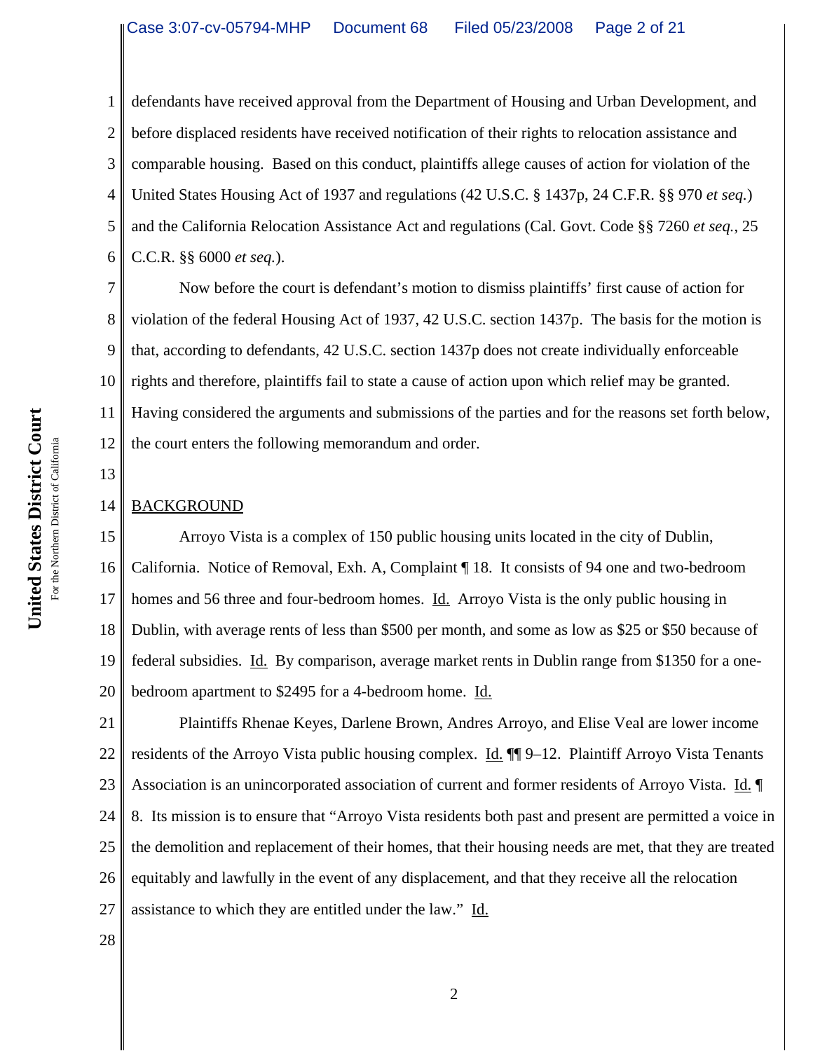defendants have received approval from the Department of Housing and Urban Development, and before displaced residents have received notification of their rights to relocation assistance and comparable housing. Based on this conduct, plaintiffs allege causes of action for violation of the United States Housing Act of 1937 and regulations (42 U.S.C. § 1437p, 24 C.F.R. §§ 970 *et seq.*) and the California Relocation Assistance Act and regulations (Cal. Govt. Code §§ 7260 *et seq.*, 25 C.C.R. §§ 6000 *et seq.*).

Now before the court is defendant's motion to dismiss plaintiffs' first cause of action for violation of the federal Housing Act of 1937, 42 U.S.C. section 1437p. The basis for the motion is that, according to defendants, 42 U.S.C. section 1437p does not create individually enforceable rights and therefore, plaintiffs fail to state a cause of action upon which relief may be granted. Having considered the arguments and submissions of the parties and for the reasons set forth below, the court enters the following memorandum and order.

BACKGROUND

Arroyo Vista is a complex of 150 public housing units located in the city of Dublin, California. Notice of Removal, Exh. A, Complaint ¶ 18. It consists of 94 one and two-bedroom homes and 56 three and four-bedroom homes. Id. Arroyo Vista is the only public housing in Dublin, with average rents of less than $500 per month, and some as low as $25 or $50 because of federal subsidies. Id. By comparison, average market rents in Dublin range from $1350 for a one-bedroom apartment to $2495 for a 4-bedroom home. Id.

Plaintiffs Rhenae Keyes, Darlene Brown, Andres Arroyo, and Elise Veal are lower income residents of the Arroyo Vista public housing complex. Id. ¶¶ 9–12. Plaintiff Arroyo Vista Tenants Association is an unincorporated association of current and former residents of Arroyo Vista. Id. ¶ 8. Its mission is to ensure that "Arroyo Vista residents both past and present are permitted a voice in the demolition and replacement of their homes, that their housing needs are met, that they are treated equitably and lawfully in the event of any displacement, and that they receive all the relocation assistance to which they are entitled under the law." Id.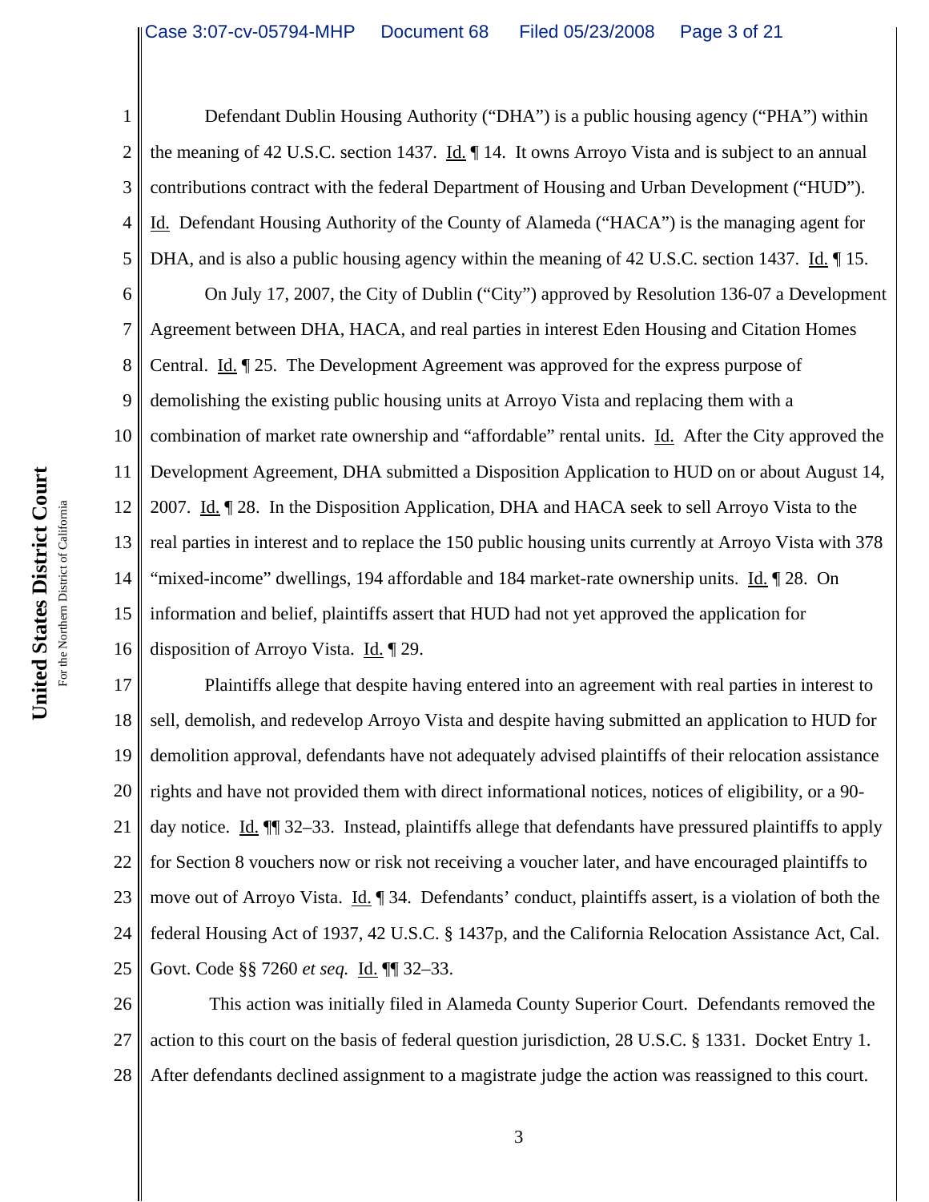Defendant Dublin Housing Authority ("DHA") is a public housing agency ("PHA") within the meaning of 42 U.S.C. section 1437. Id. ¶ 14. It owns Arroyo Vista and is subject to an annual contributions contract with the federal Department of Housing and Urban Development ("HUD"). Id. Defendant Housing Authority of the County of Alameda ("HACA") is the managing agent for DHA, and is also a public housing agency within the meaning of 42 U.S.C. section 1437. Id. ¶ 15.

On July 17, 2007, the City of Dublin ("City") approved by Resolution 136-07 a Development Agreement between DHA, HACA, and real parties in interest Eden Housing and Citation Homes Central. Id. ¶ 25. The Development Agreement was approved for the express purpose of demolishing the existing public housing units at Arroyo Vista and replacing them with a combination of market rate ownership and "affordable" rental units. Id. After the City approved the Development Agreement, DHA submitted a Disposition Application to HUD on or about August 14, 2007. Id. ¶ 28. In the Disposition Application, DHA and HACA seek to sell Arroyo Vista to the real parties in interest and to replace the 150 public housing units currently at Arroyo Vista with 378 "mixed-income" dwellings, 194 affordable and 184 market-rate ownership units. Id. ¶ 28. On information and belief, plaintiffs assert that HUD had not yet approved the application for disposition of Arroyo Vista. Id. ¶ 29.

Plaintiffs allege that despite having entered into an agreement with real parties in interest to sell, demolish, and redevelop Arroyo Vista and despite having submitted an application to HUD for demolition approval, defendants have not adequately advised plaintiffs of their relocation assistance rights and have not provided them with direct informational notices, notices of eligibility, or a 90-day notice. Id. ¶¶ 32–33. Instead, plaintiffs allege that defendants have pressured plaintiffs to apply for Section 8 vouchers now or risk not receiving a voucher later, and have encouraged plaintiffs to move out of Arroyo Vista. Id. ¶ 34. Defendants' conduct, plaintiffs assert, is a violation of both the federal Housing Act of 1937, 42 U.S.C. § 1437p, and the California Relocation Assistance Act, Cal. Govt. Code §§ 7260 *et seq.* Id. ¶¶ 32–33.

This action was initially filed in Alameda County Superior Court. Defendants removed the action to this court on the basis of federal question jurisdiction, 28 U.S.C. § 1331. Docket Entry 1. After defendants declined assignment to a magistrate judge the action was reassigned to this court.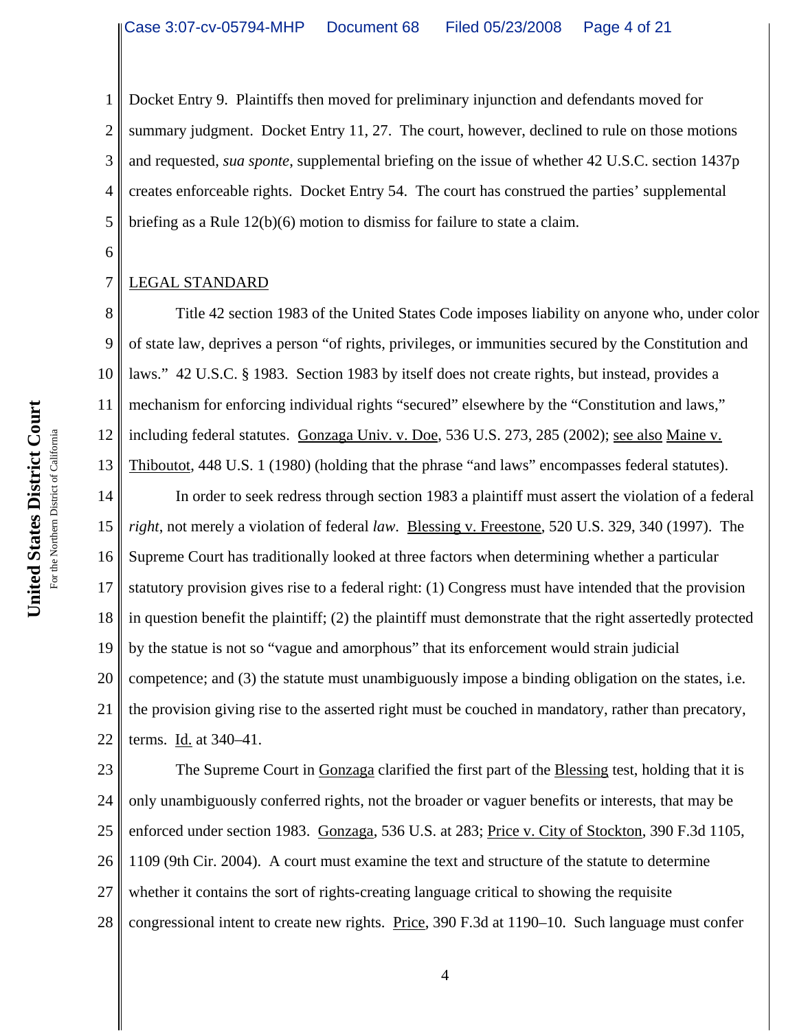Docket Entry 9. Plaintiffs then moved for preliminary injunction and defendants moved for summary judgment. Docket Entry 11, 27. The court, however, declined to rule on those motions and requested, *sua sponte*, supplemental briefing on the issue of whether 42 U.S.C. section 1437p creates enforceable rights. Docket Entry 54. The court has construed the parties' supplemental briefing as a Rule 12(b)(6) motion to dismiss for failure to state a claim.

LEGAL STANDARD

Title 42 section 1983 of the United States Code imposes liability on anyone who, under color of state law, deprives a person "of rights, privileges, or immunities secured by the Constitution and laws." 42 U.S.C. § 1983. Section 1983 by itself does not create rights, but instead, provides a mechanism for enforcing individual rights "secured" elsewhere by the "Constitution and laws," including federal statutes. Gonzaga Univ. v. Doe, 536 U.S. 273, 285 (2002); see also Maine v. Thiboutot, 448 U.S. 1 (1980) (holding that the phrase "and laws" encompasses federal statutes).

In order to seek redress through section 1983 a plaintiff must assert the violation of a federal *right*, not merely a violation of federal *law*. Blessing v. Freestone, 520 U.S. 329, 340 (1997). The Supreme Court has traditionally looked at three factors when determining whether a particular statutory provision gives rise to a federal right: (1) Congress must have intended that the provision in question benefit the plaintiff; (2) the plaintiff must demonstrate that the right assertedly protected by the statue is not so "vague and amorphous" that its enforcement would strain judicial competence; and (3) the statute must unambiguously impose a binding obligation on the states, i.e. the provision giving rise to the asserted right must be couched in mandatory, rather than precatory, terms. Id. at 340–41.

The Supreme Court in Gonzaga clarified the first part of the Blessing test, holding that it is only unambiguously conferred rights, not the broader or vaguer benefits or interests, that may be enforced under section 1983. Gonzaga, 536 U.S. at 283; Price v. City of Stockton, 390 F.3d 1105, 1109 (9th Cir. 2004). A court must examine the text and structure of the statute to determine whether it contains the sort of rights-creating language critical to showing the requisite congressional intent to create new rights. Price, 390 F.3d at 1190–10. Such language must confer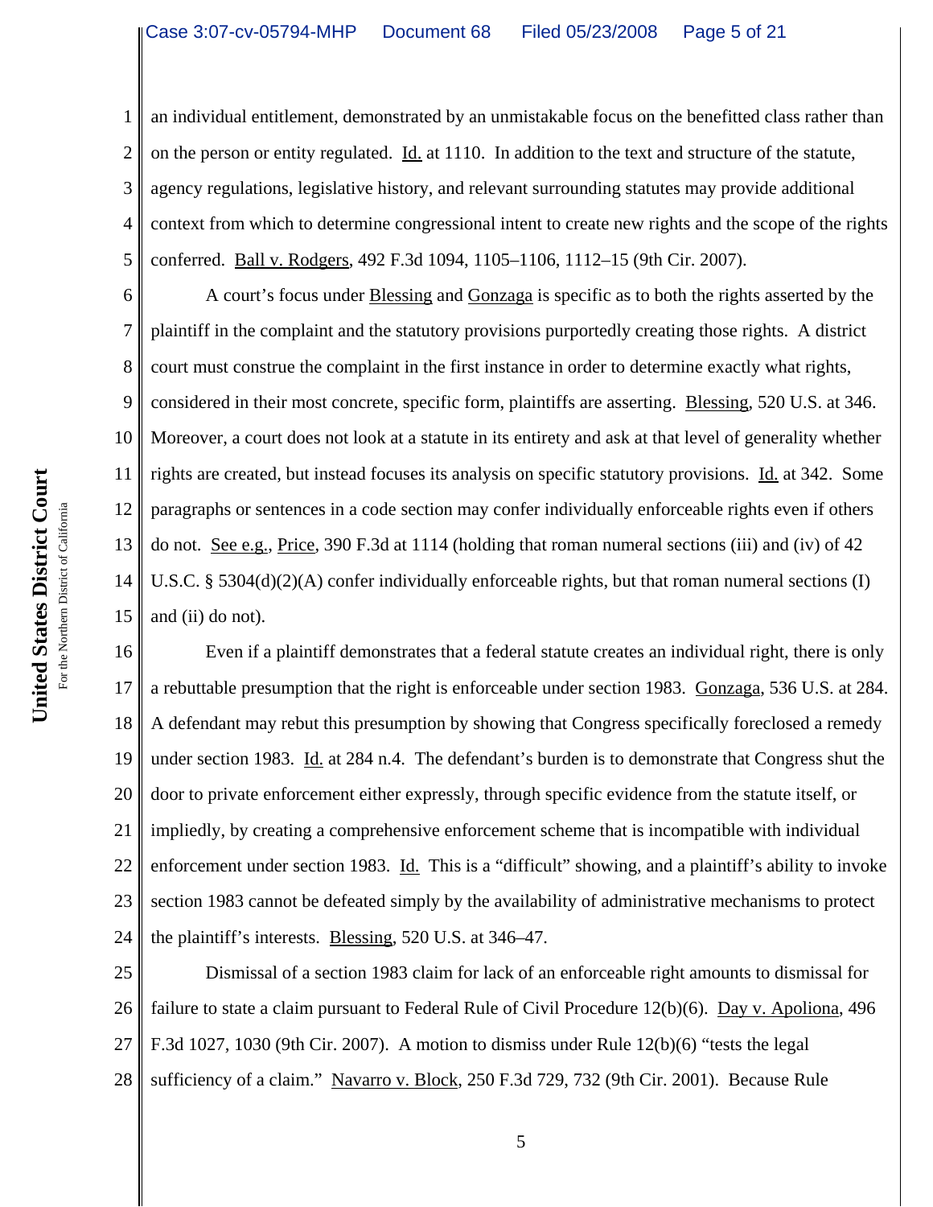an individual entitlement, demonstrated by an unmistakable focus on the benefitted class rather than on the person or entity regulated. Id. at 1110. In addition to the text and structure of the statute, agency regulations, legislative history, and relevant surrounding statutes may provide additional context from which to determine congressional intent to create new rights and the scope of the rights conferred. Ball v. Rodgers, 492 F.3d 1094, 1105–1106, 1112–15 (9th Cir. 2007).

A court's focus under Blessing and Gonzaga is specific as to both the rights asserted by the plaintiff in the complaint and the statutory provisions purportedly creating those rights. A district court must construe the complaint in the first instance in order to determine exactly what rights, considered in their most concrete, specific form, plaintiffs are asserting. Blessing, 520 U.S. at 346. Moreover, a court does not look at a statute in its entirety and ask at that level of generality whether rights are created, but instead focuses its analysis on specific statutory provisions. Id. at 342. Some paragraphs or sentences in a code section may confer individually enforceable rights even if others do not. See e.g., Price, 390 F.3d at 1114 (holding that roman numeral sections (iii) and (iv) of 42 U.S.C. § 5304(d)(2)(A) confer individually enforceable rights, but that roman numeral sections (I) and (ii) do not).

Even if a plaintiff demonstrates that a federal statute creates an individual right, there is only a rebuttable presumption that the right is enforceable under section 1983. Gonzaga, 536 U.S. at 284. A defendant may rebut this presumption by showing that Congress specifically foreclosed a remedy under section 1983. Id. at 284 n.4. The defendant's burden is to demonstrate that Congress shut the door to private enforcement either expressly, through specific evidence from the statute itself, or impliedly, by creating a comprehensive enforcement scheme that is incompatible with individual enforcement under section 1983. Id. This is a "difficult" showing, and a plaintiff's ability to invoke section 1983 cannot be defeated simply by the availability of administrative mechanisms to protect the plaintiff's interests. Blessing, 520 U.S. at 346–47.

Dismissal of a section 1983 claim for lack of an enforceable right amounts to dismissal for failure to state a claim pursuant to Federal Rule of Civil Procedure 12(b)(6). Day v. Apoliona, 496 F.3d 1027, 1030 (9th Cir. 2007). A motion to dismiss under Rule 12(b)(6) "tests the legal sufficiency of a claim." Navarro v. Block, 250 F.3d 729, 732 (9th Cir. 2001). Because Rule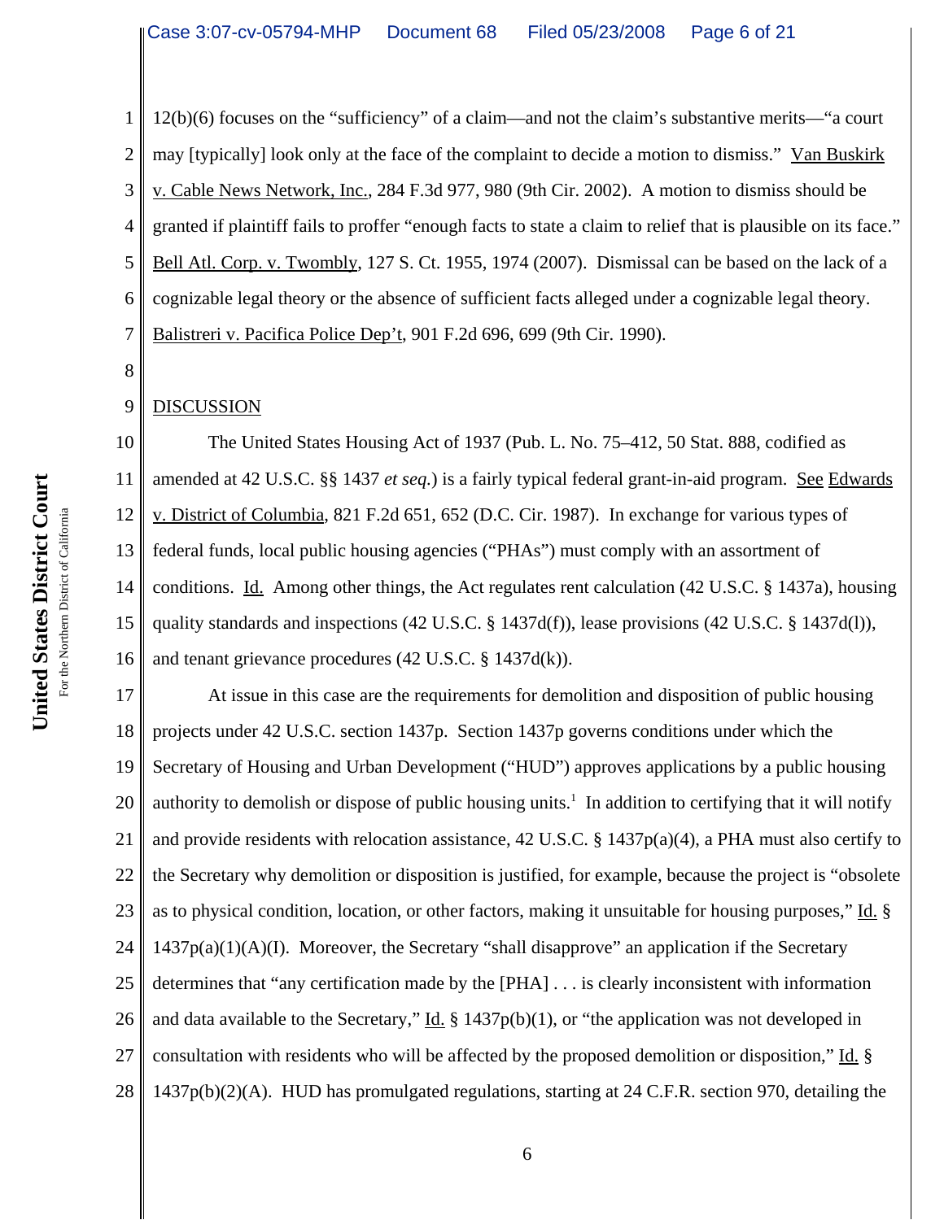12(b)(6) focuses on the "sufficiency" of a claim—and not the claim's substantive merits—"a court may [typically] look only at the face of the complaint to decide a motion to dismiss." Van Buskirk v. Cable News Network, Inc., 284 F.3d 977, 980 (9th Cir. 2002). A motion to dismiss should be granted if plaintiff fails to proffer "enough facts to state a claim to relief that is plausible on its face." Bell Atl. Corp. v. Twombly, 127 S. Ct. 1955, 1974 (2007). Dismissal can be based on the lack of a cognizable legal theory or the absence of sufficient facts alleged under a cognizable legal theory. Balistreri v. Pacifica Police Dep't, 901 F.2d 696, 699 (9th Cir. 1990).

## DISCUSSION

The United States Housing Act of 1937 (Pub. L. No. 75–412, 50 Stat. 888, codified as amended at 42 U.S.C. §§ 1437 *et seq.*) is a fairly typical federal grant-in-aid program. See Edwards v. District of Columbia, 821 F.2d 651, 652 (D.C. Cir. 1987). In exchange for various types of federal funds, local public housing agencies ("PHAs") must comply with an assortment of conditions. Id. Among other things, the Act regulates rent calculation (42 U.S.C. § 1437a), housing quality standards and inspections (42 U.S.C. § 1437d(f)), lease provisions (42 U.S.C. § 1437d(l)), and tenant grievance procedures (42 U.S.C. § 1437d(k)).

At issue in this case are the requirements for demolition and disposition of public housing projects under 42 U.S.C. section 1437p. Section 1437p governs conditions under which the Secretary of Housing and Urban Development ("HUD") approves applications by a public housing authority to demolish or dispose of public housing units.[1] In addition to certifying that it will notify and provide residents with relocation assistance, 42 U.S.C. § 1437p(a)(4), a PHA must also certify to the Secretary why demolition or disposition is justified, for example, because the project is "obsolete as to physical condition, location, or other factors, making it unsuitable for housing purposes," Id. § 1437p(a)(1)(A)(I). Moreover, the Secretary "shall disapprove" an application if the Secretary determines that "any certification made by the [PHA] . . . is clearly inconsistent with information and data available to the Secretary," Id. § 1437p(b)(1), or "the application was not developed in consultation with residents who will be affected by the proposed demolition or disposition," Id. § 1437p(b)(2)(A). HUD has promulgated regulations, starting at 24 C.F.R. section 970, detailing the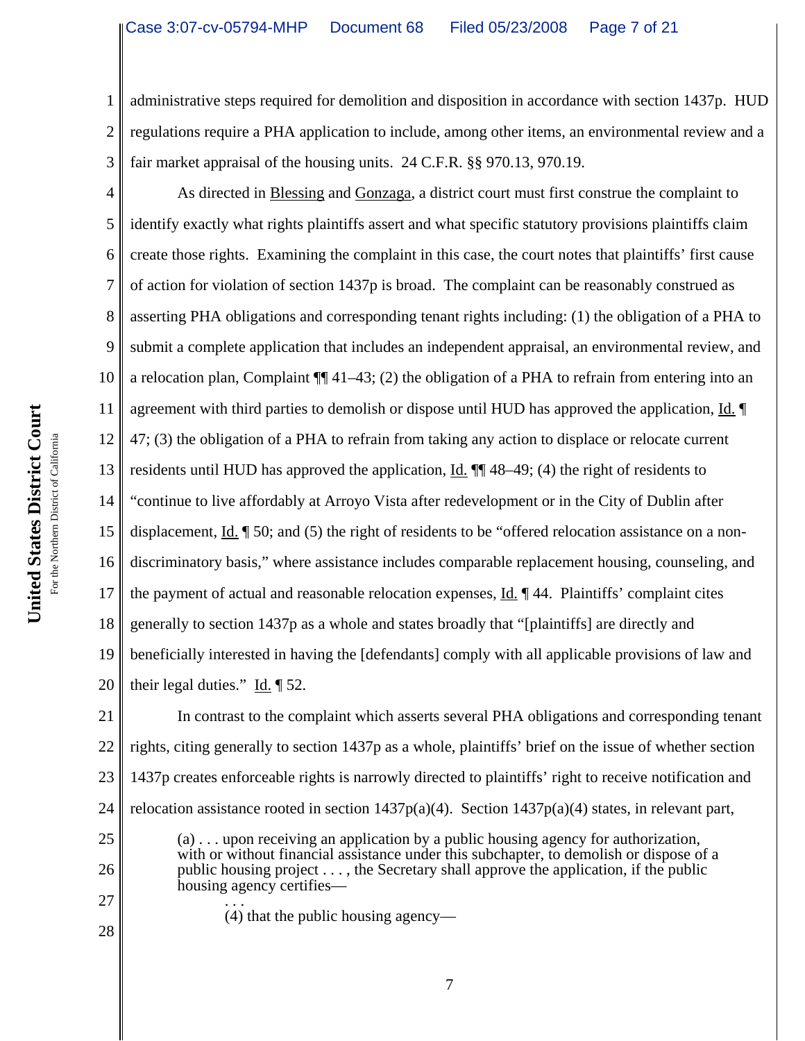administrative steps required for demolition and disposition in accordance with section 1437p. HUD regulations require a PHA application to include, among other items, an environmental review and a fair market appraisal of the housing units. 24 C.F.R. §§ 970.13, 970.19.

As directed in Blessing and Gonzaga, a district court must first construe the complaint to identify exactly what rights plaintiffs assert and what specific statutory provisions plaintiffs claim create those rights. Examining the complaint in this case, the court notes that plaintiffs' first cause of action for violation of section 1437p is broad. The complaint can be reasonably construed as asserting PHA obligations and corresponding tenant rights including: (1) the obligation of a PHA to submit a complete application that includes an independent appraisal, an environmental review, and a relocation plan, Complaint ¶¶ 41–43; (2) the obligation of a PHA to refrain from entering into an agreement with third parties to demolish or dispose until HUD has approved the application, Id. ¶ 47; (3) the obligation of a PHA to refrain from taking any action to displace or relocate current residents until HUD has approved the application, Id. ¶¶ 48–49; (4) the right of residents to "continue to live affordably at Arroyo Vista after redevelopment or in the City of Dublin after displacement, Id. ¶ 50; and (5) the right of residents to be "offered relocation assistance on a non-discriminatory basis," where assistance includes comparable replacement housing, counseling, and the payment of actual and reasonable relocation expenses, Id. ¶ 44. Plaintiffs' complaint cites generally to section 1437p as a whole and states broadly that "[plaintiffs] are directly and beneficially interested in having the [defendants] comply with all applicable provisions of law and their legal duties." Id. ¶ 52.

In contrast to the complaint which asserts several PHA obligations and corresponding tenant rights, citing generally to section 1437p as a whole, plaintiffs' brief on the issue of whether section 1437p creates enforceable rights is narrowly directed to plaintiffs' right to receive notification and relocation assistance rooted in section 1437p(a)(4). Section 1437p(a)(4) states, in relevant part,

> (a) . . . upon receiving an application by a public housing agency for authorization, with or without financial assistance under this subchapter, to demolish or dispose of a public housing project . . . , the Secretary shall approve the application, if the public housing agency certifies—
>
> . . .
>
> (4) that the public housing agency—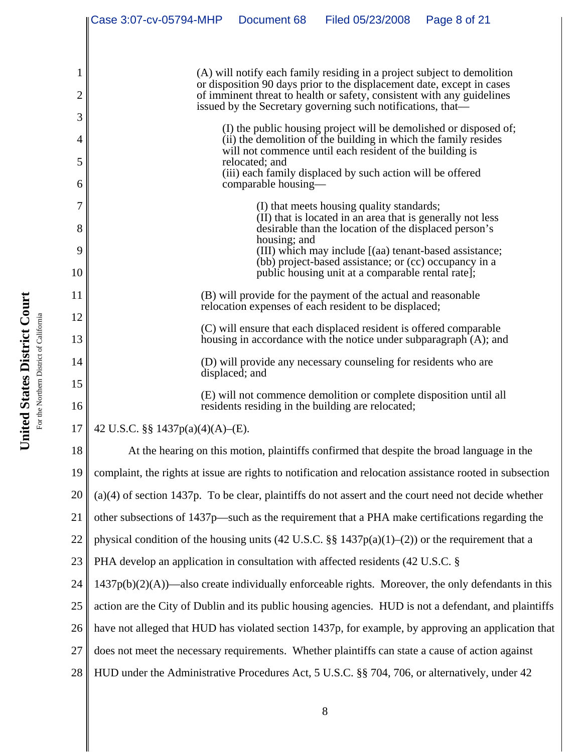> (A) will notify each family residing in a project subject to demolition or disposition 90 days prior to the displacement date, except in cases of imminent threat to health or safety, consistent with any guidelines issued by the Secretary governing such notifications, that—
>
> > (I) the public housing project will be demolished or disposed of;
> > (ii) the demolition of the building in which the family resides will not commence until each resident of the building is relocated; and
> > (iii) each family displaced by such action will be offered comparable housing—
> >
> > > (I) that meets housing quality standards;
> > > (II) that is located in an area that is generally not less desirable than the location of the displaced person's housing; and
> > > (III) which may include [(aa) tenant-based assistance; (bb) project-based assistance; or (cc) occupancy in a public housing unit at a comparable rental rate];
>
> (B) will provide for the payment of the actual and reasonable relocation expenses of each resident to be displaced;
>
> (C) will ensure that each displaced resident is offered comparable housing in accordance with the notice under subparagraph (A); and
>
> (D) will provide any necessary counseling for residents who are displaced; and
>
> (E) will not commence demolition or complete disposition until all residents residing in the building are relocated;

42 U.S.C. §§ 1437p(a)(4)(A)–(E).

At the hearing on this motion, plaintiffs confirmed that despite the broad language in the complaint, the rights at issue are rights to notification and relocation assistance rooted in subsection (a)(4) of section 1437p. To be clear, plaintiffs do not assert and the court need not decide whether other subsections of 1437p—such as the requirement that a PHA make certifications regarding the physical condition of the housing units (42 U.S.C. §§ 1437p(a)(1)–(2)) or the requirement that a PHA develop an application in consultation with affected residents (42 U.S.C. § 1437p(b)(2)(A))—also create individually enforceable rights. Moreover, the only defendants in this action are the City of Dublin and its public housing agencies. HUD is not a defendant, and plaintiffs have not alleged that HUD has violated section 1437p, for example, by approving an application that does not meet the necessary requirements. Whether plaintiffs can state a cause of action against HUD under the Administrative Procedures Act, 5 U.S.C. §§ 704, 706, or alternatively, under 42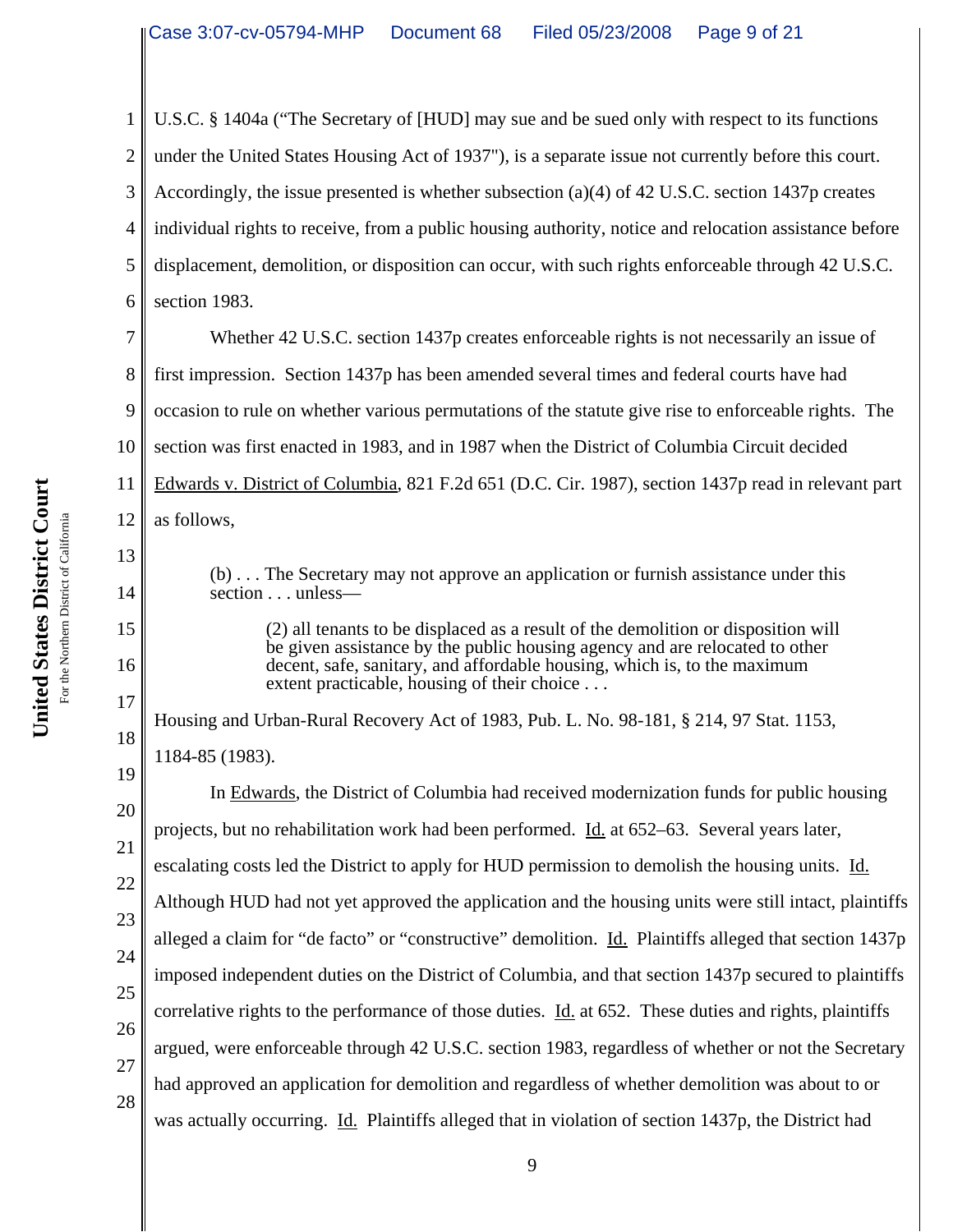U.S.C. § 1404a ("The Secretary of [HUD] may sue and be sued only with respect to its functions under the United States Housing Act of 1937"), is a separate issue not currently before this court. Accordingly, the issue presented is whether subsection (a)(4) of 42 U.S.C. section 1437p creates individual rights to receive, from a public housing authority, notice and relocation assistance before displacement, demolition, or disposition can occur, with such rights enforceable through 42 U.S.C. section 1983.

Whether 42 U.S.C. section 1437p creates enforceable rights is not necessarily an issue of first impression. Section 1437p has been amended several times and federal courts have had occasion to rule on whether various permutations of the statute give rise to enforceable rights. The section was first enacted in 1983, and in 1987 when the District of Columbia Circuit decided Edwards v. District of Columbia, 821 F.2d 651 (D.C. Cir. 1987), section 1437p read in relevant part as follows,

> (b) . . . The Secretary may not approve an application or furnish assistance under this section . . . unless—
>
> > (2) all tenants to be displaced as a result of the demolition or disposition will be given assistance by the public housing agency and are relocated to other decent, safe, sanitary, and affordable housing, which is, to the maximum extent practicable, housing of their choice . . .

Housing and Urban-Rural Recovery Act of 1983, Pub. L. No. 98-181, § 214, 97 Stat. 1153, 1184-85 (1983).

In Edwards, the District of Columbia had received modernization funds for public housing projects, but no rehabilitation work had been performed. Id. at 652–63. Several years later, escalating costs led the District to apply for HUD permission to demolish the housing units. Id. Although HUD had not yet approved the application and the housing units were still intact, plaintiffs alleged a claim for "de facto" or "constructive" demolition. Id. Plaintiffs alleged that section 1437p imposed independent duties on the District of Columbia, and that section 1437p secured to plaintiffs correlative rights to the performance of those duties. Id. at 652. These duties and rights, plaintiffs argued, were enforceable through 42 U.S.C. section 1983, regardless of whether or not the Secretary had approved an application for demolition and regardless of whether demolition was about to or was actually occurring. Id. Plaintiffs alleged that in violation of section 1437p, the District had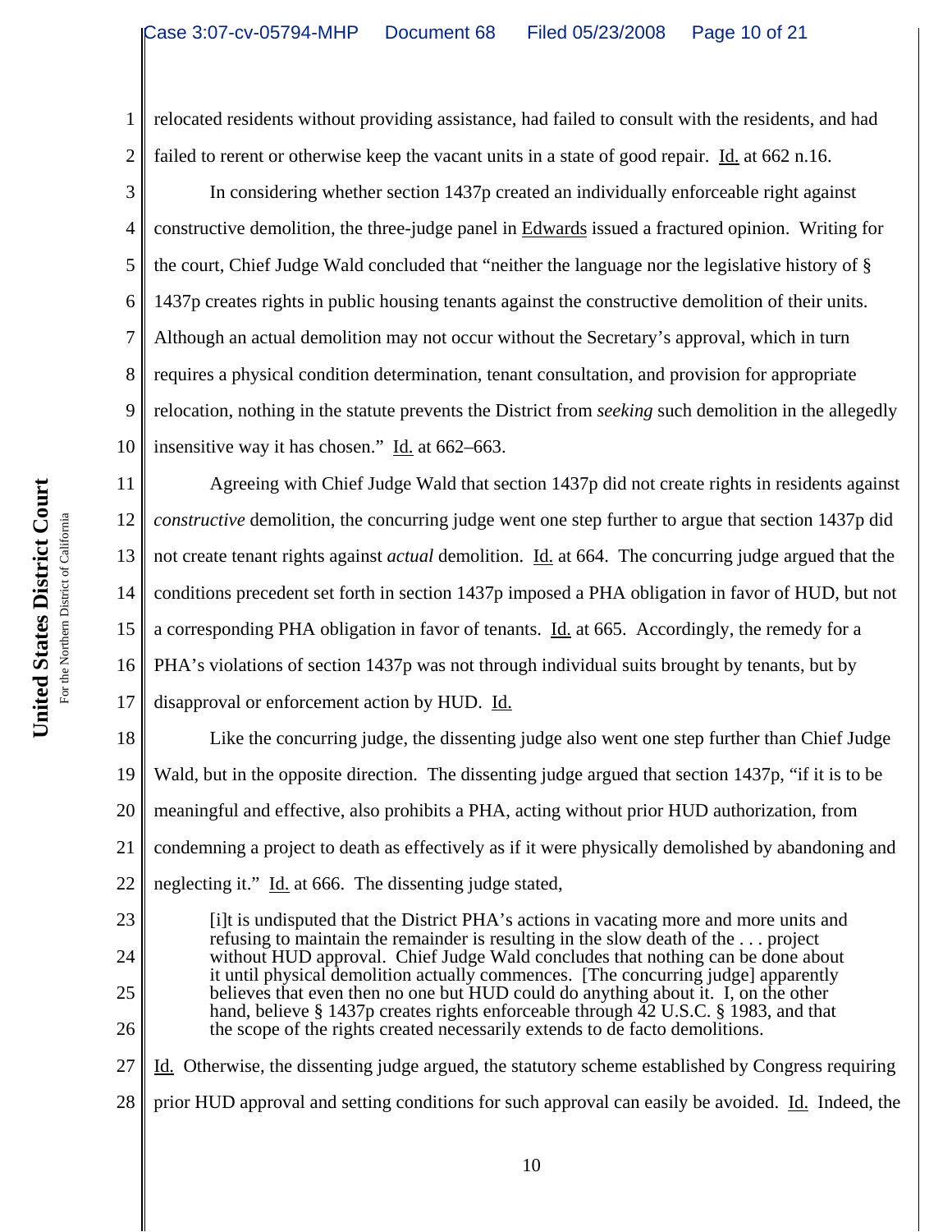relocated residents without providing assistance, had failed to consult with the residents, and had failed to rerent or otherwise keep the vacant units in a state of good repair. Id. at 662 n.16.

In considering whether section 1437p created an individually enforceable right against constructive demolition, the three-judge panel in Edwards issued a fractured opinion. Writing for the court, Chief Judge Wald concluded that "neither the language nor the legislative history of § 1437p creates rights in public housing tenants against the constructive demolition of their units. Although an actual demolition may not occur without the Secretary's approval, which in turn requires a physical condition determination, tenant consultation, and provision for appropriate relocation, nothing in the statute prevents the District from *seeking* such demolition in the allegedly insensitive way it has chosen." Id. at 662–663.

Agreeing with Chief Judge Wald that section 1437p did not create rights in residents against *constructive* demolition, the concurring judge went one step further to argue that section 1437p did not create tenant rights against *actual* demolition. Id. at 664. The concurring judge argued that the conditions precedent set forth in section 1437p imposed a PHA obligation in favor of HUD, but not a corresponding PHA obligation in favor of tenants. Id. at 665. Accordingly, the remedy for a PHA's violations of section 1437p was not through individual suits brought by tenants, but by disapproval or enforcement action by HUD. Id.

Like the concurring judge, the dissenting judge also went one step further than Chief Judge Wald, but in the opposite direction. The dissenting judge argued that section 1437p, "if it is to be meaningful and effective, also prohibits a PHA, acting without prior HUD authorization, from condemning a project to death as effectively as if it were physically demolished by abandoning and neglecting it." Id. at 666. The dissenting judge stated,

> [i]t is undisputed that the District PHA's actions in vacating more and more units and refusing to maintain the remainder is resulting in the slow death of the . . . project without HUD approval. Chief Judge Wald concludes that nothing can be done about it until physical demolition actually commences. [The concurring judge] apparently believes that even then no one but HUD could do anything about it. I, on the other hand, believe § 1437p creates rights enforceable through 42 U.S.C. § 1983, and that the scope of the rights created necessarily extends to de facto demolitions.

Id. Otherwise, the dissenting judge argued, the statutory scheme established by Congress requiring prior HUD approval and setting conditions for such approval can easily be avoided. Id. Indeed, the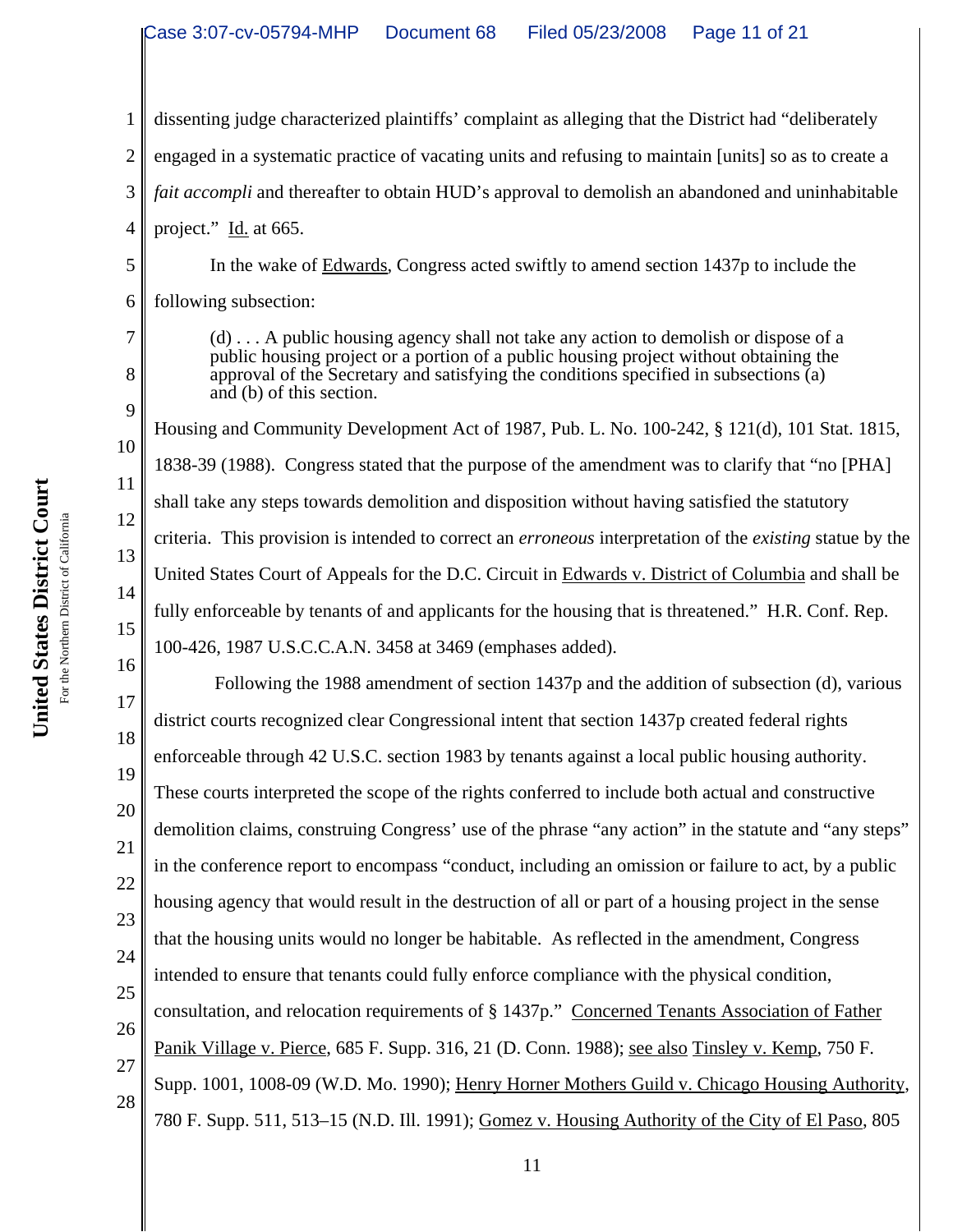dissenting judge characterized plaintiffs' complaint as alleging that the District had "deliberately engaged in a systematic practice of vacating units and refusing to maintain [units] so as to create a *fait accompli* and thereafter to obtain HUD's approval to demolish an abandoned and uninhabitable project." Id. at 665.

In the wake of Edwards, Congress acted swiftly to amend section 1437p to include the following subsection:

> (d) . . . A public housing agency shall not take any action to demolish or dispose of a public housing project or a portion of a public housing project without obtaining the approval of the Secretary and satisfying the conditions specified in subsections (a) and (b) of this section.

Housing and Community Development Act of 1987, Pub. L. No. 100-242, § 121(d), 101 Stat. 1815, 1838-39 (1988). Congress stated that the purpose of the amendment was to clarify that "no [PHA] shall take any steps towards demolition and disposition without having satisfied the statutory criteria. This provision is intended to correct an *erroneous* interpretation of the *existing* statue by the United States Court of Appeals for the D.C. Circuit in Edwards v. District of Columbia and shall be fully enforceable by tenants of and applicants for the housing that is threatened." H.R. Conf. Rep. 100-426, 1987 U.S.C.C.A.N. 3458 at 3469 (emphases added).

Following the 1988 amendment of section 1437p and the addition of subsection (d), various district courts recognized clear Congressional intent that section 1437p created federal rights enforceable through 42 U.S.C. section 1983 by tenants against a local public housing authority. These courts interpreted the scope of the rights conferred to include both actual and constructive demolition claims, construing Congress' use of the phrase "any action" in the statute and "any steps" in the conference report to encompass "conduct, including an omission or failure to act, by a public housing agency that would result in the destruction of all or part of a housing project in the sense that the housing units would no longer be habitable. As reflected in the amendment, Congress intended to ensure that tenants could fully enforce compliance with the physical condition, consultation, and relocation requirements of § 1437p." Concerned Tenants Association of Father Panik Village v. Pierce, 685 F. Supp. 316, 21 (D. Conn. 1988); see also Tinsley v. Kemp, 750 F. Supp. 1001, 1008-09 (W.D. Mo. 1990); Henry Horner Mothers Guild v. Chicago Housing Authority, 780 F. Supp. 511, 513–15 (N.D. Ill. 1991); Gomez v. Housing Authority of the City of El Paso, 805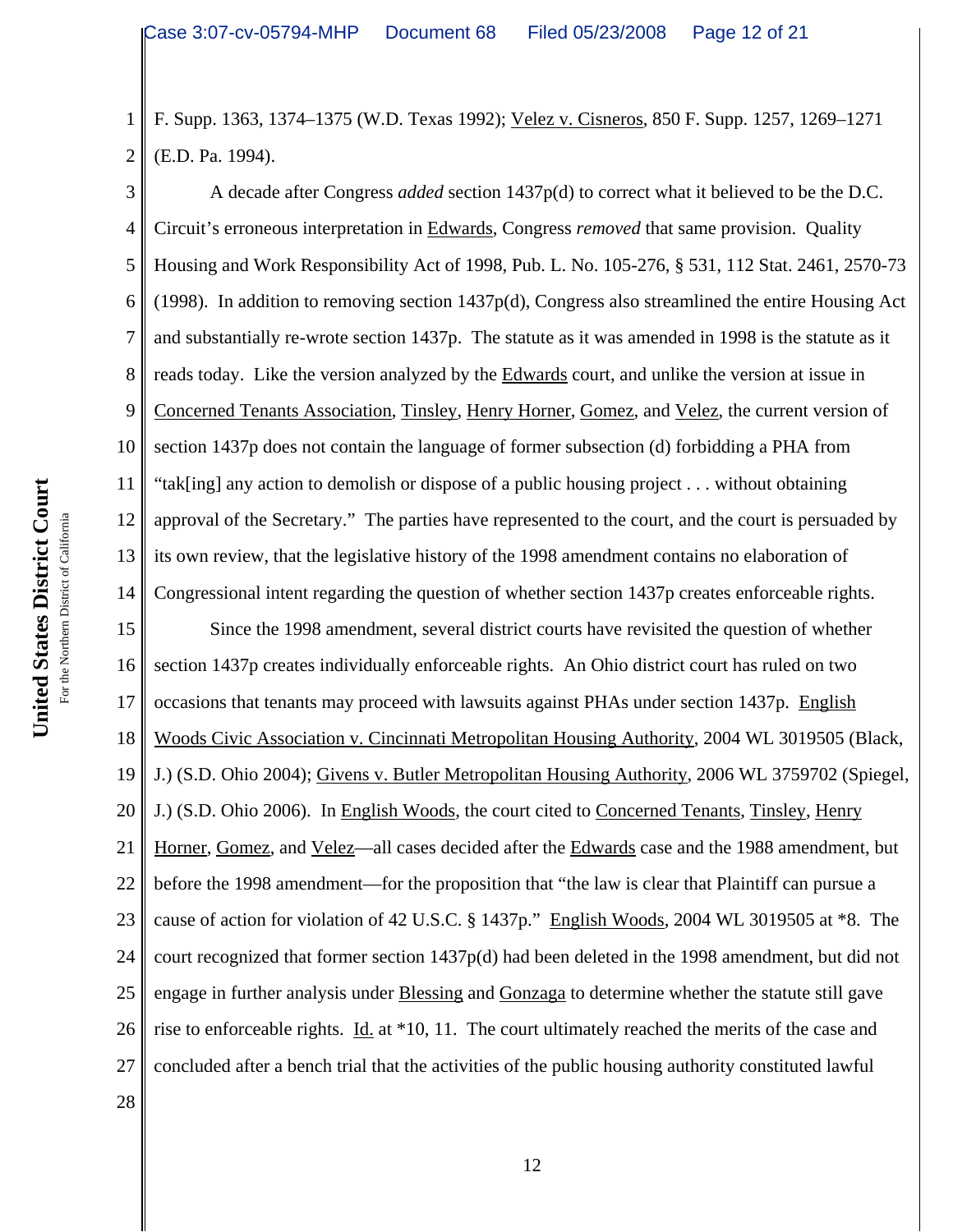F. Supp. 1363, 1374–1375 (W.D. Texas 1992); Velez v. Cisneros, 850 F. Supp. 1257, 1269–1271 (E.D. Pa. 1994).

A decade after Congress *added* section 1437p(d) to correct what it believed to be the D.C. Circuit's erroneous interpretation in Edwards, Congress *removed* that same provision. Quality Housing and Work Responsibility Act of 1998, Pub. L. No. 105-276, § 531, 112 Stat. 2461, 2570-73 (1998). In addition to removing section 1437p(d), Congress also streamlined the entire Housing Act and substantially re-wrote section 1437p. The statute as it was amended in 1998 is the statute as it reads today. Like the version analyzed by the Edwards court, and unlike the version at issue in Concerned Tenants Association, Tinsley, Henry Horner, Gomez, and Velez, the current version of section 1437p does not contain the language of former subsection (d) forbidding a PHA from "tak[ing] any action to demolish or dispose of a public housing project . . . without obtaining approval of the Secretary." The parties have represented to the court, and the court is persuaded by its own review, that the legislative history of the 1998 amendment contains no elaboration of Congressional intent regarding the question of whether section 1437p creates enforceable rights.

Since the 1998 amendment, several district courts have revisited the question of whether section 1437p creates individually enforceable rights. An Ohio district court has ruled on two occasions that tenants may proceed with lawsuits against PHAs under section 1437p. English Woods Civic Association v. Cincinnati Metropolitan Housing Authority, 2004 WL 3019505 (Black, J.) (S.D. Ohio 2004); Givens v. Butler Metropolitan Housing Authority, 2006 WL 3759702 (Spiegel, J.) (S.D. Ohio 2006). In English Woods, the court cited to Concerned Tenants, Tinsley, Henry Horner, Gomez, and Velez—all cases decided after the Edwards case and the 1988 amendment, but before the 1998 amendment—for the proposition that "the law is clear that Plaintiff can pursue a cause of action for violation of 42 U.S.C. § 1437p." English Woods, 2004 WL 3019505 at *8. The court recognized that former section 1437p(d) had been deleted in the 1998 amendment, but did not engage in further analysis under Blessing and Gonzaga to determine whether the statute still gave rise to enforceable rights. Id. at *10, 11. The court ultimately reached the merits of the case and concluded after a bench trial that the activities of the public housing authority constituted lawful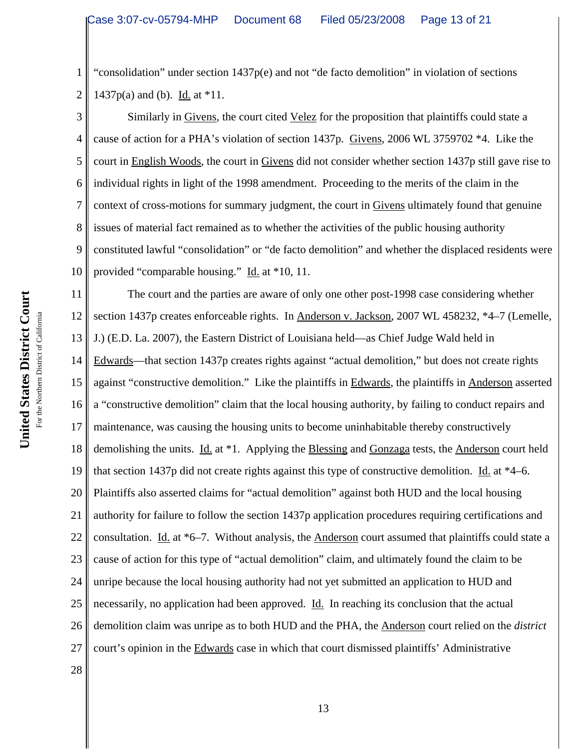"consolidation" under section 1437p(e) and not "de facto demolition" in violation of sections 1437p(a) and (b). Id. at *11.

Similarly in Givens, the court cited Velez for the proposition that plaintiffs could state a cause of action for a PHA's violation of section 1437p. Givens, 2006 WL 3759702 *4. Like the court in English Woods, the court in Givens did not consider whether section 1437p still gave rise to individual rights in light of the 1998 amendment. Proceeding to the merits of the claim in the context of cross-motions for summary judgment, the court in Givens ultimately found that genuine issues of material fact remained as to whether the activities of the public housing authority constituted lawful "consolidation" or "de facto demolition" and whether the displaced residents were provided "comparable housing." Id. at *10, 11.

The court and the parties are aware of only one other post-1998 case considering whether section 1437p creates enforceable rights. In Anderson v. Jackson, 2007 WL 458232, *4–7 (Lemelle, J.) (E.D. La. 2007), the Eastern District of Louisiana held—as Chief Judge Wald held in Edwards—that section 1437p creates rights against "actual demolition," but does not create rights against "constructive demolition." Like the plaintiffs in Edwards, the plaintiffs in Anderson asserted a "constructive demolition" claim that the local housing authority, by failing to conduct repairs and maintenance, was causing the housing units to become uninhabitable thereby constructively demolishing the units. Id. at *1. Applying the Blessing and Gonzaga tests, the Anderson court held that section 1437p did not create rights against this type of constructive demolition. Id. at *4–6. Plaintiffs also asserted claims for "actual demolition" against both HUD and the local housing authority for failure to follow the section 1437p application procedures requiring certifications and consultation. Id. at *6–7. Without analysis, the Anderson court assumed that plaintiffs could state a cause of action for this type of "actual demolition" claim, and ultimately found the claim to be unripe because the local housing authority had not yet submitted an application to HUD and necessarily, no application had been approved. Id. In reaching its conclusion that the actual demolition claim was unripe as to both HUD and the PHA, the Anderson court relied on the *district* court's opinion in the Edwards case in which that court dismissed plaintiffs' Administrative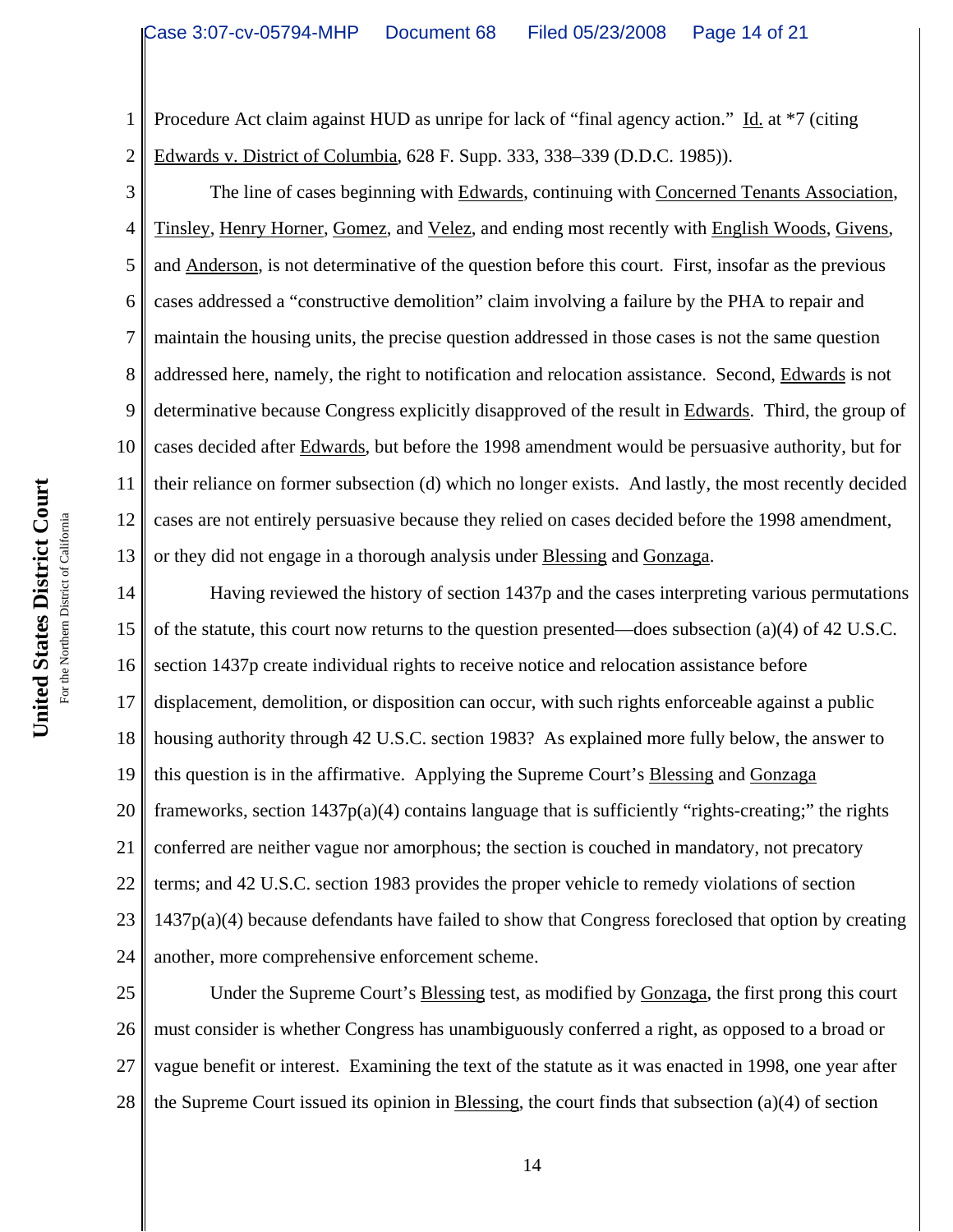Procedure Act claim against HUD as unripe for lack of "final agency action." Id. at *7 (citing Edwards v. District of Columbia, 628 F. Supp. 333, 338–339 (D.D.C. 1985)).

The line of cases beginning with Edwards, continuing with Concerned Tenants Association, Tinsley, Henry Horner, Gomez, and Velez, and ending most recently with English Woods, Givens, and Anderson, is not determinative of the question before this court. First, insofar as the previous cases addressed a "constructive demolition" claim involving a failure by the PHA to repair and maintain the housing units, the precise question addressed in those cases is not the same question addressed here, namely, the right to notification and relocation assistance. Second, Edwards is not determinative because Congress explicitly disapproved of the result in Edwards. Third, the group of cases decided after Edwards, but before the 1998 amendment would be persuasive authority, but for their reliance on former subsection (d) which no longer exists. And lastly, the most recently decided cases are not entirely persuasive because they relied on cases decided before the 1998 amendment, or they did not engage in a thorough analysis under Blessing and Gonzaga.

Having reviewed the history of section 1437p and the cases interpreting various permutations of the statute, this court now returns to the question presented—does subsection (a)(4) of 42 U.S.C. section 1437p create individual rights to receive notice and relocation assistance before displacement, demolition, or disposition can occur, with such rights enforceable against a public housing authority through 42 U.S.C. section 1983? As explained more fully below, the answer to this question is in the affirmative. Applying the Supreme Court's Blessing and Gonzaga frameworks, section 1437p(a)(4) contains language that is sufficiently "rights-creating;" the rights conferred are neither vague nor amorphous; the section is couched in mandatory, not precatory terms; and 42 U.S.C. section 1983 provides the proper vehicle to remedy violations of section 1437p(a)(4) because defendants have failed to show that Congress foreclosed that option by creating another, more comprehensive enforcement scheme.

Under the Supreme Court's Blessing test, as modified by Gonzaga, the first prong this court must consider is whether Congress has unambiguously conferred a right, as opposed to a broad or vague benefit or interest. Examining the text of the statute as it was enacted in 1998, one year after the Supreme Court issued its opinion in Blessing, the court finds that subsection (a)(4) of section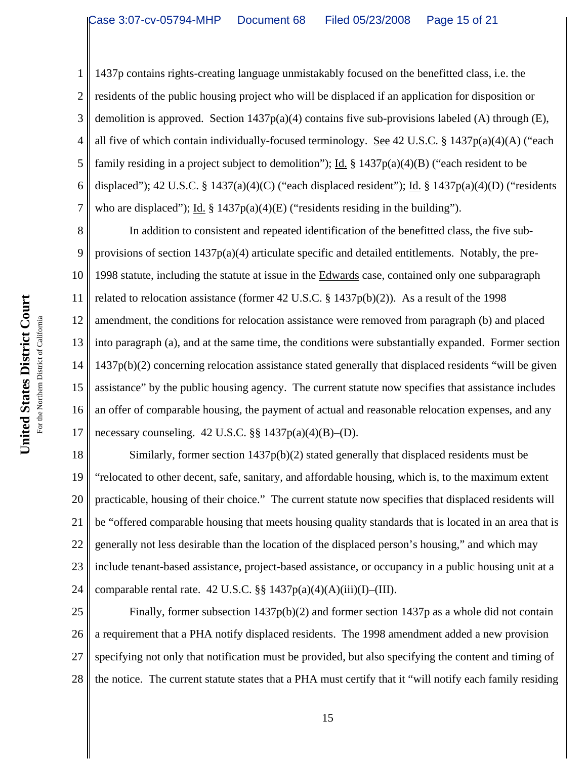1437p contains rights-creating language unmistakably focused on the benefitted class, i.e. the residents of the public housing project who will be displaced if an application for disposition or demolition is approved. Section 1437p(a)(4) contains five sub-provisions labeled (A) through (E), all five of which contain individually-focused terminology. See 42 U.S.C. § 1437p(a)(4)(A) ("each family residing in a project subject to demolition"); Id. § 1437p(a)(4)(B) ("each resident to be displaced"); 42 U.S.C. § 1437(a)(4)(C) ("each displaced resident"); Id. § 1437p(a)(4)(D) ("residents who are displaced"); Id. § 1437p(a)(4)(E) ("residents residing in the building").

In addition to consistent and repeated identification of the benefitted class, the five sub-provisions of section 1437p(a)(4) articulate specific and detailed entitlements. Notably, the pre-1998 statute, including the statute at issue in the Edwards case, contained only one subparagraph related to relocation assistance (former 42 U.S.C. § 1437p(b)(2)). As a result of the 1998 amendment, the conditions for relocation assistance were removed from paragraph (b) and placed into paragraph (a), and at the same time, the conditions were substantially expanded. Former section 1437p(b)(2) concerning relocation assistance stated generally that displaced residents "will be given assistance" by the public housing agency. The current statute now specifies that assistance includes an offer of comparable housing, the payment of actual and reasonable relocation expenses, and any necessary counseling. 42 U.S.C. §§ 1437p(a)(4)(B)–(D).

Similarly, former section 1437p(b)(2) stated generally that displaced residents must be "relocated to other decent, safe, sanitary, and affordable housing, which is, to the maximum extent practicable, housing of their choice." The current statute now specifies that displaced residents will be "offered comparable housing that meets housing quality standards that is located in an area that is generally not less desirable than the location of the displaced person's housing," and which may include tenant-based assistance, project-based assistance, or occupancy in a public housing unit at a comparable rental rate. 42 U.S.C. §§ 1437p(a)(4)(A)(iii)(I)–(III).

Finally, former subsection 1437p(b)(2) and former section 1437p as a whole did not contain a requirement that a PHA notify displaced residents. The 1998 amendment added a new provision specifying not only that notification must be provided, but also specifying the content and timing of the notice. The current statute states that a PHA must certify that it "will notify each family residing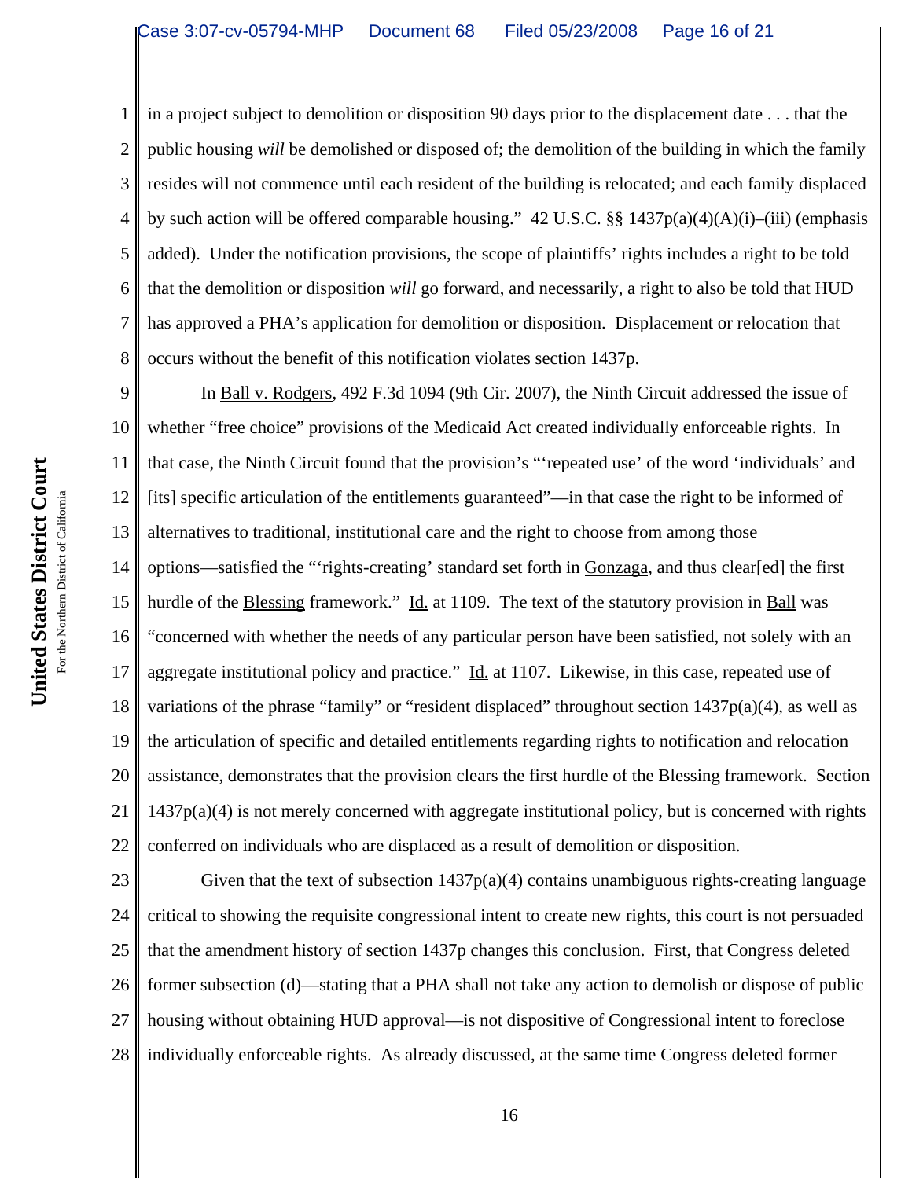in a project subject to demolition or disposition 90 days prior to the displacement date . . . that the public housing *will* be demolished or disposed of; the demolition of the building in which the family resides will not commence until each resident of the building is relocated; and each family displaced by such action will be offered comparable housing." 42 U.S.C. §§ 1437p(a)(4)(A)(i)–(iii) (emphasis added). Under the notification provisions, the scope of plaintiffs' rights includes a right to be told that the demolition or disposition *will* go forward, and necessarily, a right to also be told that HUD has approved a PHA's application for demolition or disposition. Displacement or relocation that occurs without the benefit of this notification violates section 1437p.

In Ball v. Rodgers, 492 F.3d 1094 (9th Cir. 2007), the Ninth Circuit addressed the issue of whether "free choice" provisions of the Medicaid Act created individually enforceable rights. In that case, the Ninth Circuit found that the provision's "'repeated use' of the word 'individuals' and [its] specific articulation of the entitlements guaranteed"—in that case the right to be informed of alternatives to traditional, institutional care and the right to choose from among those options—satisfied the "'rights-creating' standard set forth in Gonzaga, and thus clear[ed] the first hurdle of the Blessing framework." Id. at 1109. The text of the statutory provision in Ball was "concerned with whether the needs of any particular person have been satisfied, not solely with an aggregate institutional policy and practice." Id. at 1107. Likewise, in this case, repeated use of variations of the phrase "family" or "resident displaced" throughout section 1437p(a)(4), as well as the articulation of specific and detailed entitlements regarding rights to notification and relocation assistance, demonstrates that the provision clears the first hurdle of the Blessing framework. Section 1437p(a)(4) is not merely concerned with aggregate institutional policy, but is concerned with rights conferred on individuals who are displaced as a result of demolition or disposition.

Given that the text of subsection 1437p(a)(4) contains unambiguous rights-creating language critical to showing the requisite congressional intent to create new rights, this court is not persuaded that the amendment history of section 1437p changes this conclusion. First, that Congress deleted former subsection (d)—stating that a PHA shall not take any action to demolish or dispose of public housing without obtaining HUD approval—is not dispositive of Congressional intent to foreclose individually enforceable rights. As already discussed, at the same time Congress deleted former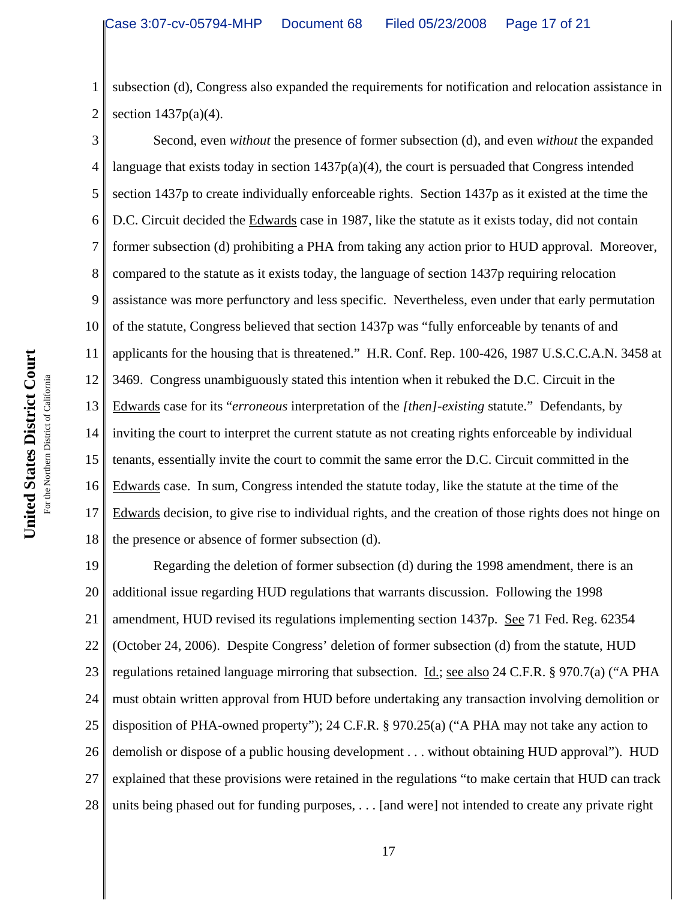subsection (d), Congress also expanded the requirements for notification and relocation assistance in section 1437p(a)(4).

Second, even *without* the presence of former subsection (d), and even *without* the expanded language that exists today in section 1437p(a)(4), the court is persuaded that Congress intended section 1437p to create individually enforceable rights. Section 1437p as it existed at the time the D.C. Circuit decided the Edwards case in 1987, like the statute as it exists today, did not contain former subsection (d) prohibiting a PHA from taking any action prior to HUD approval. Moreover, compared to the statute as it exists today, the language of section 1437p requiring relocation assistance was more perfunctory and less specific. Nevertheless, even under that early permutation of the statute, Congress believed that section 1437p was "fully enforceable by tenants of and applicants for the housing that is threatened." H.R. Conf. Rep. 100-426, 1987 U.S.C.C.A.N. 3458 at 3469. Congress unambiguously stated this intention when it rebuked the D.C. Circuit in the Edwards case for its "*erroneous* interpretation of the *[then]-existing* statute." Defendants, by inviting the court to interpret the current statute as not creating rights enforceable by individual tenants, essentially invite the court to commit the same error the D.C. Circuit committed in the Edwards case. In sum, Congress intended the statute today, like the statute at the time of the Edwards decision, to give rise to individual rights, and the creation of those rights does not hinge on the presence or absence of former subsection (d).

Regarding the deletion of former subsection (d) during the 1998 amendment, there is an additional issue regarding HUD regulations that warrants discussion. Following the 1998 amendment, HUD revised its regulations implementing section 1437p. See 71 Fed. Reg. 62354 (October 24, 2006). Despite Congress' deletion of former subsection (d) from the statute, HUD regulations retained language mirroring that subsection. Id.; see also 24 C.F.R. § 970.7(a) ("A PHA must obtain written approval from HUD before undertaking any transaction involving demolition or disposition of PHA-owned property"); 24 C.F.R. § 970.25(a) ("A PHA may not take any action to demolish or dispose of a public housing development . . . without obtaining HUD approval"). HUD explained that these provisions were retained in the regulations "to make certain that HUD can track units being phased out for funding purposes, . . . [and were] not intended to create any private right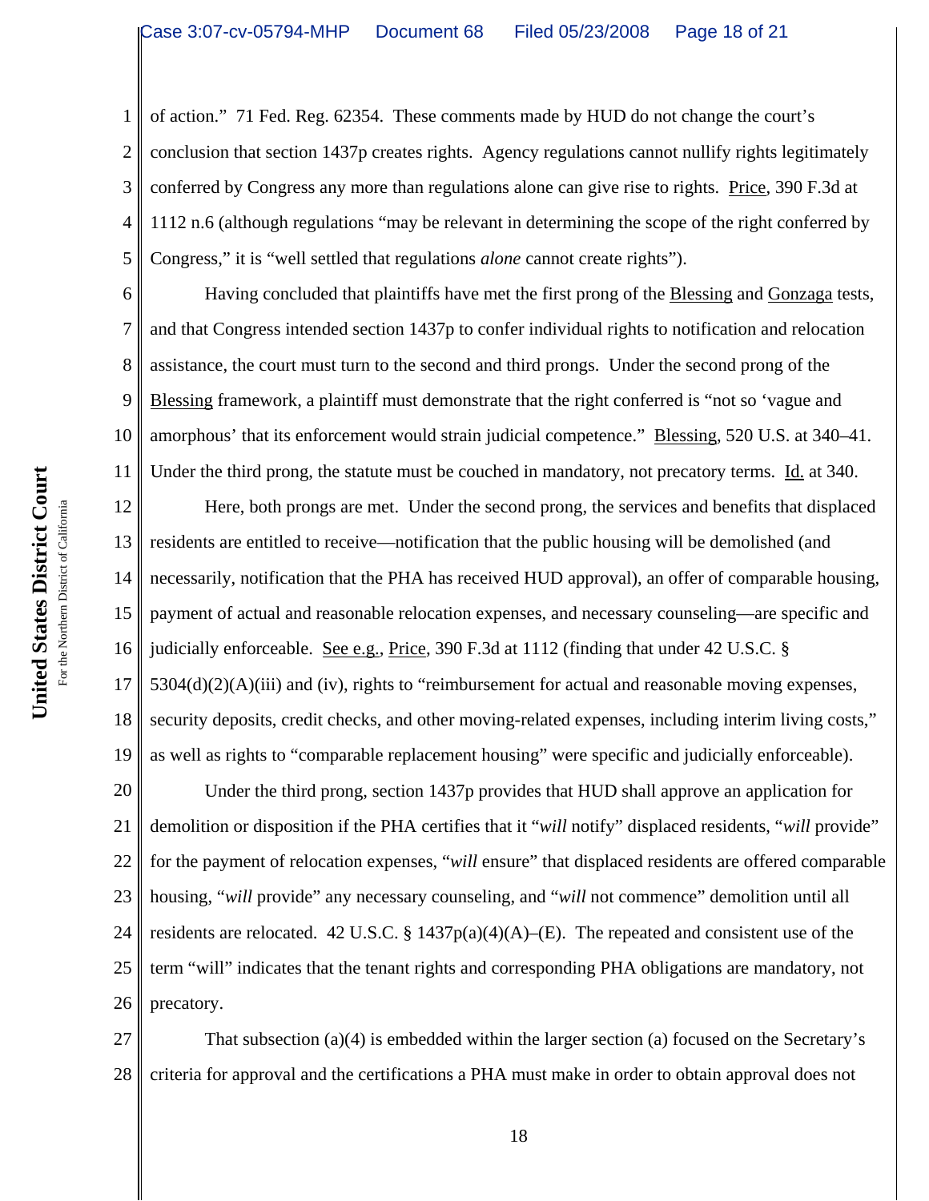of action." 71 Fed. Reg. 62354. These comments made by HUD do not change the court's conclusion that section 1437p creates rights. Agency regulations cannot nullify rights legitimately conferred by Congress any more than regulations alone can give rise to rights. Price, 390 F.3d at 1112 n.6 (although regulations "may be relevant in determining the scope of the right conferred by Congress," it is "well settled that regulations *alone* cannot create rights").

Having concluded that plaintiffs have met the first prong of the Blessing and Gonzaga tests, and that Congress intended section 1437p to confer individual rights to notification and relocation assistance, the court must turn to the second and third prongs. Under the second prong of the Blessing framework, a plaintiff must demonstrate that the right conferred is "not so 'vague and amorphous' that its enforcement would strain judicial competence." Blessing, 520 U.S. at 340–41. Under the third prong, the statute must be couched in mandatory, not precatory terms. Id. at 340.

Here, both prongs are met. Under the second prong, the services and benefits that displaced residents are entitled to receive—notification that the public housing will be demolished (and necessarily, notification that the PHA has received HUD approval), an offer of comparable housing, payment of actual and reasonable relocation expenses, and necessary counseling—are specific and judicially enforceable. See e.g., Price, 390 F.3d at 1112 (finding that under 42 U.S.C. § 5304(d)(2)(A)(iii) and (iv), rights to "reimbursement for actual and reasonable moving expenses, security deposits, credit checks, and other moving-related expenses, including interim living costs," as well as rights to "comparable replacement housing" were specific and judicially enforceable).

Under the third prong, section 1437p provides that HUD shall approve an application for demolition or disposition if the PHA certifies that it "*will* notify" displaced residents, "*will* provide" for the payment of relocation expenses, "*will* ensure" that displaced residents are offered comparable housing, "*will* provide" any necessary counseling, and "*will* not commence" demolition until all residents are relocated. 42 U.S.C. § 1437p(a)(4)(A)–(E). The repeated and consistent use of the term "will" indicates that the tenant rights and corresponding PHA obligations are mandatory, not precatory.

That subsection (a)(4) is embedded within the larger section (a) focused on the Secretary's criteria for approval and the certifications a PHA must make in order to obtain approval does not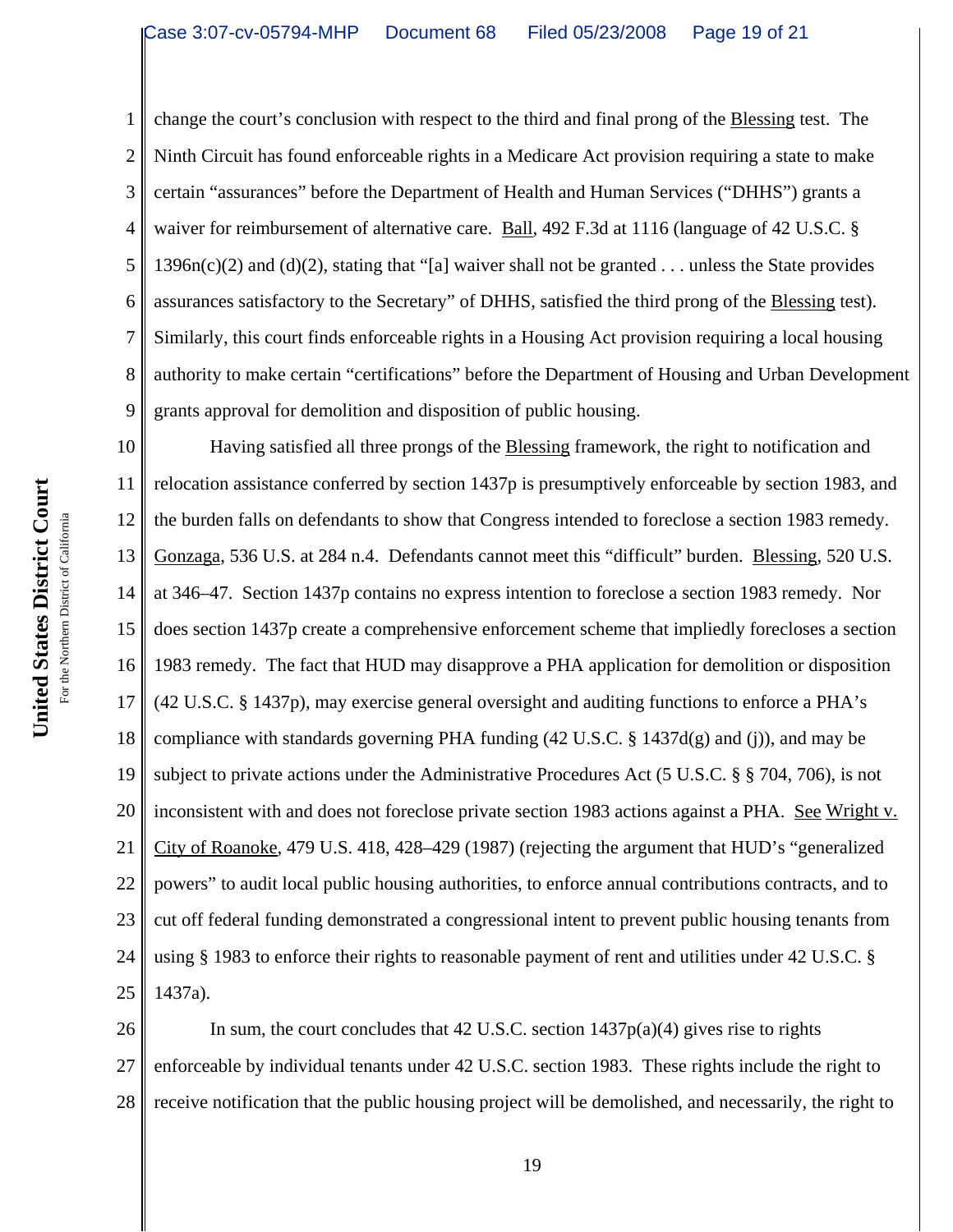change the court's conclusion with respect to the third and final prong of the Blessing test. The Ninth Circuit has found enforceable rights in a Medicare Act provision requiring a state to make certain "assurances" before the Department of Health and Human Services ("DHHS") grants a waiver for reimbursement of alternative care. Ball, 492 F.3d at 1116 (language of 42 U.S.C. § 1396n(c)(2) and (d)(2), stating that "[a] waiver shall not be granted . . . unless the State provides assurances satisfactory to the Secretary" of DHHS, satisfied the third prong of the Blessing test). Similarly, this court finds enforceable rights in a Housing Act provision requiring a local housing authority to make certain "certifications" before the Department of Housing and Urban Development grants approval for demolition and disposition of public housing.

Having satisfied all three prongs of the Blessing framework, the right to notification and relocation assistance conferred by section 1437p is presumptively enforceable by section 1983, and the burden falls on defendants to show that Congress intended to foreclose a section 1983 remedy. Gonzaga, 536 U.S. at 284 n.4. Defendants cannot meet this "difficult" burden. Blessing, 520 U.S. at 346–47. Section 1437p contains no express intention to foreclose a section 1983 remedy. Nor does section 1437p create a comprehensive enforcement scheme that impliedly forecloses a section 1983 remedy. The fact that HUD may disapprove a PHA application for demolition or disposition (42 U.S.C. § 1437p), may exercise general oversight and auditing functions to enforce a PHA's compliance with standards governing PHA funding (42 U.S.C. § 1437d(g) and (j)), and may be subject to private actions under the Administrative Procedures Act (5 U.S.C. § § 704, 706), is not inconsistent with and does not foreclose private section 1983 actions against a PHA. See Wright v. City of Roanoke, 479 U.S. 418, 428–429 (1987) (rejecting the argument that HUD's "generalized powers" to audit local public housing authorities, to enforce annual contributions contracts, and to cut off federal funding demonstrated a congressional intent to prevent public housing tenants from using § 1983 to enforce their rights to reasonable payment of rent and utilities under 42 U.S.C. § 1437a).

In sum, the court concludes that 42 U.S.C. section 1437p(a)(4) gives rise to rights enforceable by individual tenants under 42 U.S.C. section 1983. These rights include the right to receive notification that the public housing project will be demolished, and necessarily, the right to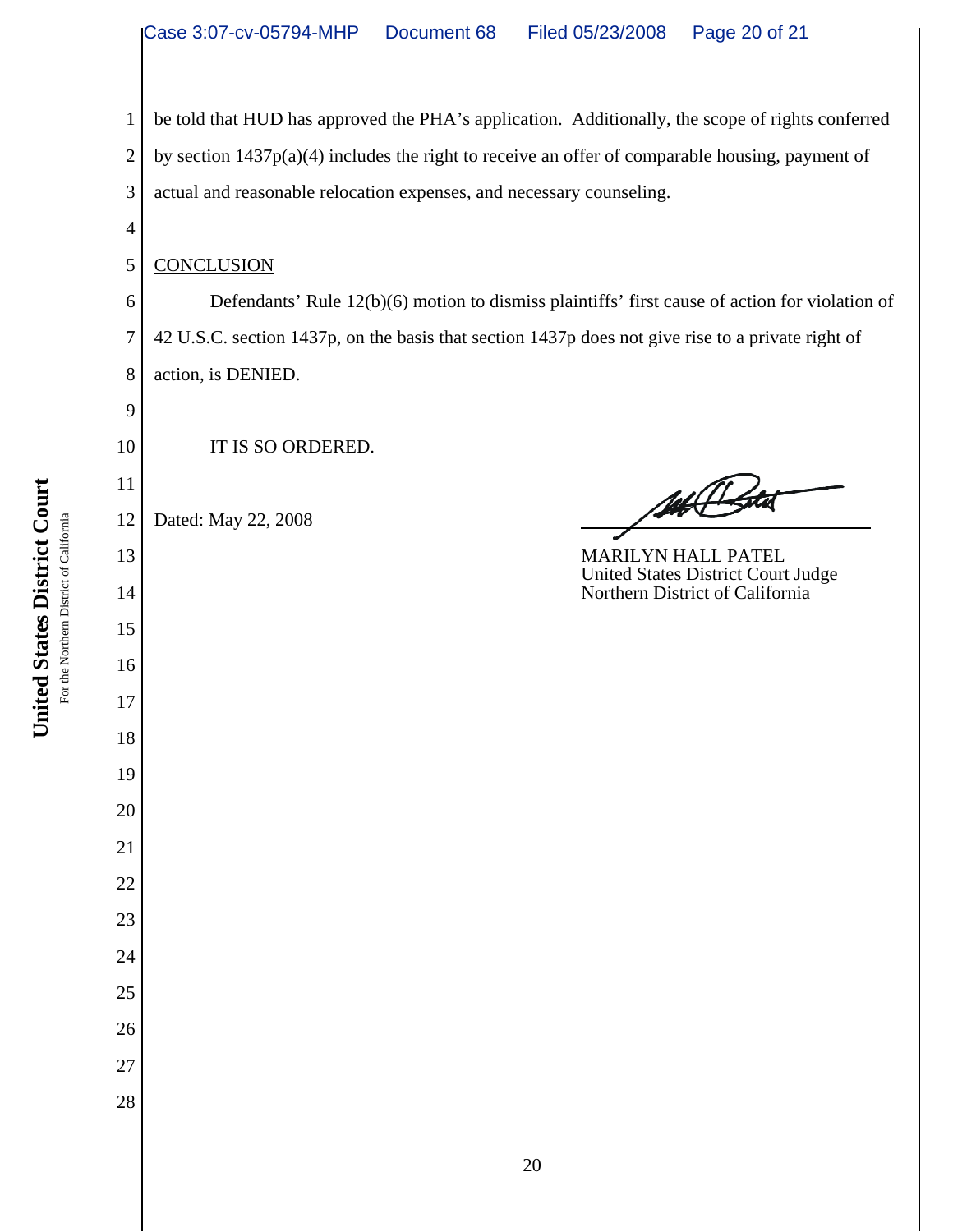be told that HUD has approved the PHA's application. Additionally, the scope of rights conferred by section 1437p(a)(4) includes the right to receive an offer of comparable housing, payment of actual and reasonable relocation expenses, and necessary counseling.

## CONCLUSION

Defendants' Rule 12(b)(6) motion to dismiss plaintiffs' first cause of action for violation of 42 U.S.C. section 1437p, on the basis that section 1437p does not give rise to a private right of action, is DENIED.

IT IS SO ORDERED.

Dated: May 22, 2008

MARILYN HALL PATEL
United States District Court Judge
Northern District of California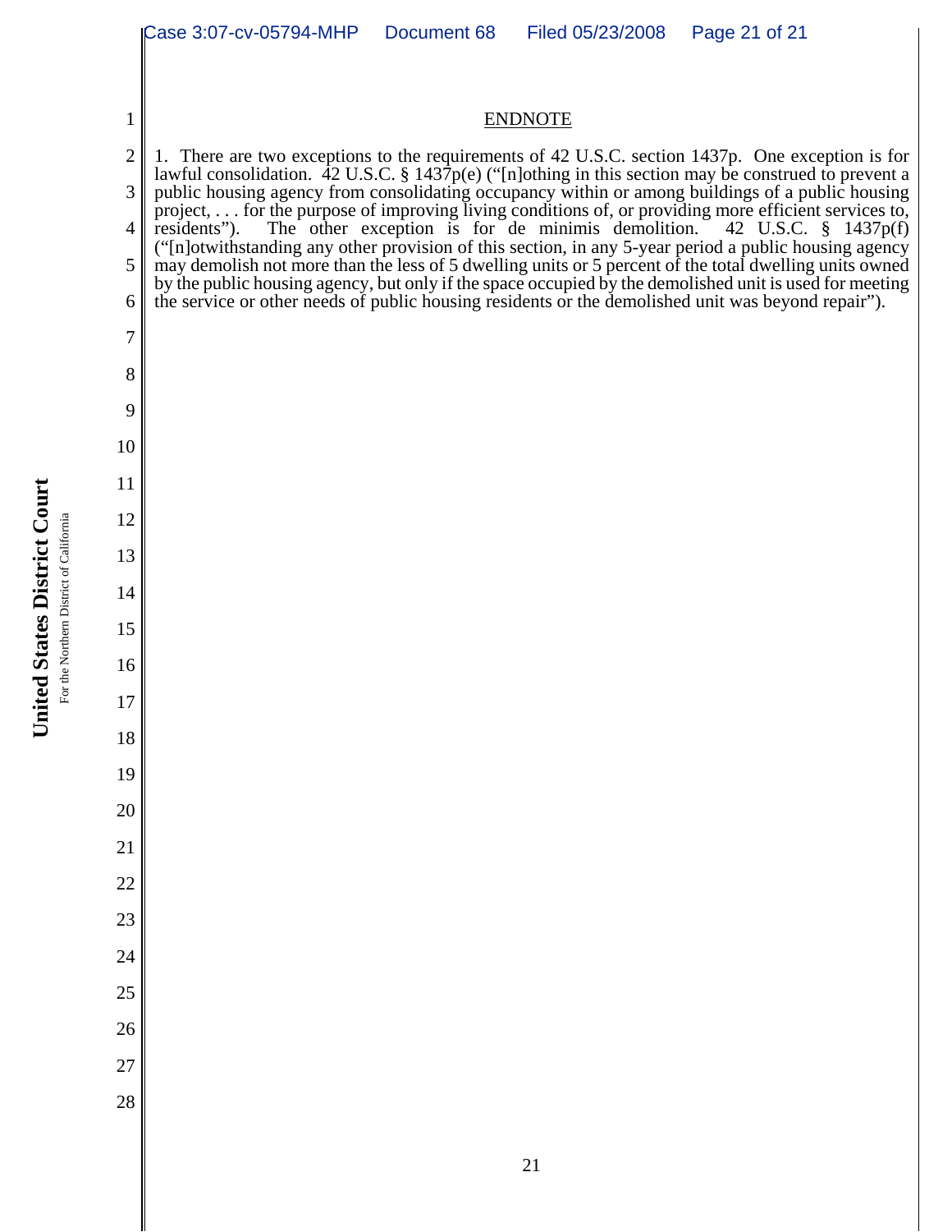## ENDNOTE

1. There are two exceptions to the requirements of 42 U.S.C. section 1437p. One exception is for lawful consolidation. 42 U.S.C. § 1437p(e) ("[n]othing in this section may be construed to prevent a public housing agency from consolidating occupancy within or among buildings of a public housing project, . . . for the purpose of improving living conditions of, or providing more efficient services to, residents"). The other exception is for de minimis demolition. 42 U.S.C. § 1437p(f) ("[n]otwithstanding any other provision of this section, in any 5-year period a public housing agency may demolish not more than the less of 5 dwelling units or 5 percent of the total dwelling units owned by the public housing agency, but only if the space occupied by the demolished unit is used for meeting the service or other needs of public housing residents or the demolished unit was beyond repair").